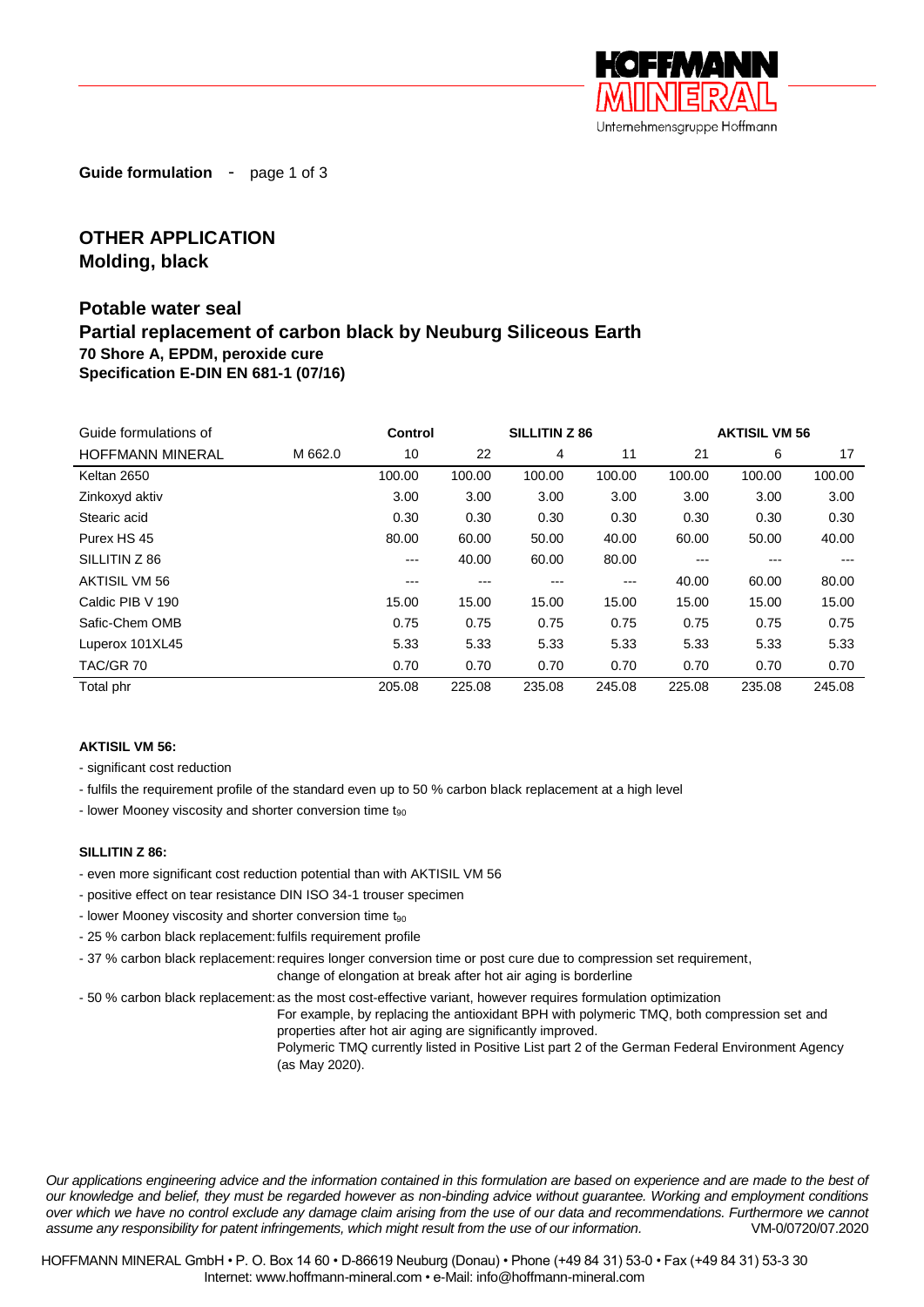**Guide formulation** - page 1 of 3

# OTHER APPLICATION
## Molding, black

## Potable water seal
## Partial replacement of carbon black by Neuburg Siliceous Earth
### 70 Shore A, EPDM, peroxide cure
### Specification E-DIN EN 681-1 (07/16)

| Guide formulations of | | Control | | SILLITIN Z 86 | | | AKTISIL VM 56 | |
|---|---|---|---|---|---|---|---|---|
| HOFFMANN MINERAL | M 662.0 | 10 | 22 | 4 | 11 | 21 | 6 | 17 |
| Keltan 2650 | | 100.00 | 100.00 | 100.00 | 100.00 | 100.00 | 100.00 | 100.00 |
| Zinkoxyd aktiv | | 3.00 | 3.00 | 3.00 | 3.00 | 3.00 | 3.00 | 3.00 |
| Stearic acid | | 0.30 | 0.30 | 0.30 | 0.30 | 0.30 | 0.30 | 0.30 |
| Purex HS 45 | | 80.00 | 60.00 | 50.00 | 40.00 | 60.00 | 50.00 | 40.00 |
| SILLITIN Z 86 | | --- | 40.00 | 60.00 | 80.00 | --- | --- | --- |
| AKTISIL VM 56 | | --- | --- | --- | --- | 40.00 | 60.00 | 80.00 |
| Caldic PIB V 190 | | 15.00 | 15.00 | 15.00 | 15.00 | 15.00 | 15.00 | 15.00 |
| Safic-Chem OMB | | 0.75 | 0.75 | 0.75 | 0.75 | 0.75 | 0.75 | 0.75 |
| Luperox 101XL45 | | 5.33 | 5.33 | 5.33 | 5.33 | 5.33 | 5.33 | 5.33 |
| TAC/GR 70 | | 0.70 | 0.70 | 0.70 | 0.70 | 0.70 | 0.70 | 0.70 |
| Total phr | | 205.08 | 225.08 | 235.08 | 245.08 | 225.08 | 235.08 | 245.08 |

**AKTISIL VM 56:**

- significant cost reduction
- fulfils the requirement profile of the standard even up to 50 % carbon black replacement at a high level
- lower Mooney viscosity and shorter conversion time $t_{90}$

**SILLITIN Z 86:**

- even more significant cost reduction potential than with AKTISIL VM 56
- positive effect on tear resistance DIN ISO 34-1 trouser specimen
- lower Mooney viscosity and shorter conversion time $t_{90}$
- 25 % carbon black replacement: fulfils requirement profile
- 37 % carbon black replacement: requires longer conversion time or post cure due to compression set requirement, change of elongation at break after hot air aging is borderline
- 50 % carbon black replacement: as the most cost-effective variant, however requires formulation optimization
  For example, by replacing the antioxidant BPH with polymeric TMQ, both compression set and properties after hot air aging are significantly improved.
  Polymeric TMQ currently listed in Positive List part 2 of the German Federal Environment Agency (as May 2020).

*Our applications engineering advice and the information contained in this formulation are based on experience and are made to the best of our knowledge and belief, they must be regarded however as non-binding advice without guarantee. Working and employment conditions over which we have no control exclude any damage claim arising from the use of our data and recommendations. Furthermore we cannot assume any responsibility for patent infringements, which might result from the use of our information.* VM-0/0720/07.2020

HOFFMANN MINERAL GmbH • P. O. Box 14 60 • D-86619 Neuburg (Donau) • Phone (+49 84 31) 53-0 • Fax (+49 84 31) 53-3 30
Internet: www.hoffmann-mineral.com • e-Mail: info@hoffmann-mineral.com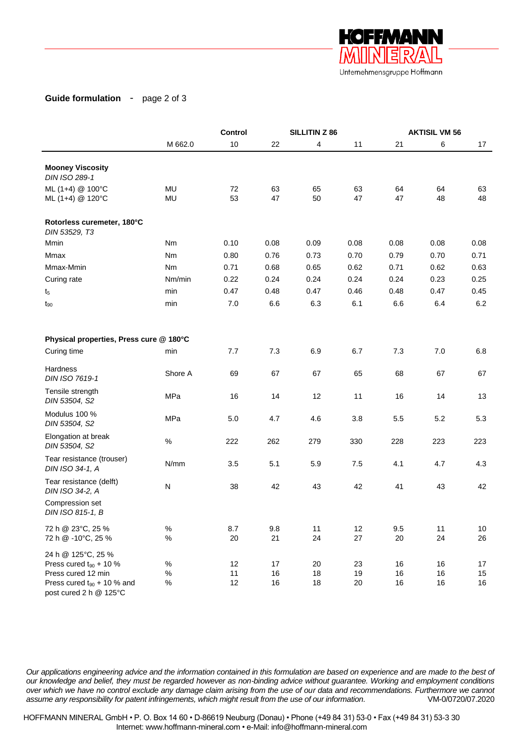**Guide formulation** - page 2 of 3

| | | Control | | SILLITIN Z 86 | | | AKTISIL VM 56 | |
|---|---|---|---|---|---|---|---|---|
| | M 662.0 | 10 | 22 | 4 | 11 | 21 | 6 | 17 |
| **Mooney Viscosity** *DIN ISO 289-1* | | | | | | | | |
| ML (1+4) @ 100°C | MU | 72 | 63 | 65 | 63 | 64 | 64 | 63 |
| ML (1+4) @ 120°C | MU | 53 | 47 | 50 | 47 | 47 | 48 | 48 |
| **Rotorless curemeter, 180°C** *DIN 53529, T3* | | | | | | | | |
| Mmin | Nm | 0.10 | 0.08 | 0.09 | 0.08 | 0.08 | 0.08 | 0.08 |
| Mmax | Nm | 0.80 | 0.76 | 0.73 | 0.70 | 0.79 | 0.70 | 0.71 |
| Mmax-Mmin | Nm | 0.71 | 0.68 | 0.65 | 0.62 | 0.71 | 0.62 | 0.63 |
| Curing rate | Nm/min | 0.22 | 0.24 | 0.24 | 0.24 | 0.24 | 0.23 | 0.25 |
| $t_5$ | min | 0.47 | 0.48 | 0.47 | 0.46 | 0.48 | 0.47 | 0.45 |
| $t_{90}$ | min | 7.0 | 6.6 | 6.3 | 6.1 | 6.6 | 6.4 | 6.2 |
| **Physical properties, Press cure @ 180°C** | | | | | | | | |
| Curing time | min | 7.7 | 7.3 | 6.9 | 6.7 | 7.3 | 7.0 | 6.8 |
| Hardness *DIN ISO 7619-1* | Shore A | 69 | 67 | 67 | 65 | 68 | 67 | 67 |
| Tensile strength *DIN 53504, S2* | MPa | 16 | 14 | 12 | 11 | 16 | 14 | 13 |
| Modulus 100 % *DIN 53504, S2* | MPa | 5.0 | 4.7 | 4.6 | 3.8 | 5.5 | 5.2 | 5.3 |
| Elongation at break *DIN 53504, S2* | % | 222 | 262 | 279 | 330 | 228 | 223 | 223 |
| Tear resistance (trouser) *DIN ISO 34-1, A* | N/mm | 3.5 | 5.1 | 5.9 | 7.5 | 4.1 | 4.7 | 4.3 |
| Tear resistance (delft) *DIN ISO 34-2, A* | N | 38 | 42 | 43 | 42 | 41 | 43 | 42 |
| Compression set *DIN ISO 815-1, B* | | | | | | | | |
| 72 h @ 23°C, 25 % | % | 8.7 | 9.8 | 11 | 12 | 9.5 | 11 | 10 |
| 72 h @ -10°C, 25 % | % | 20 | 21 | 24 | 27 | 20 | 24 | 26 |
| 24 h @ 125°C, 25 % | | | | | | | | |
| Press cured $t_{90}$ + 10 % | % | 12 | 17 | 20 | 23 | 16 | 16 | 17 |
| Press cured 12 min | % | 11 | 16 | 18 | 19 | 16 | 16 | 15 |
| Press cured $t_{90}$ + 10 % and post cured 2 h @ 125°C | % | 12 | 16 | 18 | 20 | 16 | 16 | 16 |

*Our applications engineering advice and the information contained in this formulation are based on experience and are made to the best of our knowledge and belief, they must be regarded however as non-binding advice without guarantee. Working and employment conditions over which we have no control exclude any damage claim arising from the use of our data and recommendations. Furthermore we cannot assume any responsibility for patent infringements, which might result from the use of our information.* VM-0/0720/07.2020

HOFFMANN MINERAL GmbH • P. O. Box 14 60 • D-86619 Neuburg (Donau) • Phone (+49 84 31) 53-0 • Fax (+49 84 31) 53-3 30
Internet: www.hoffmann-mineral.com • e-Mail: info@hoffmann-mineral.com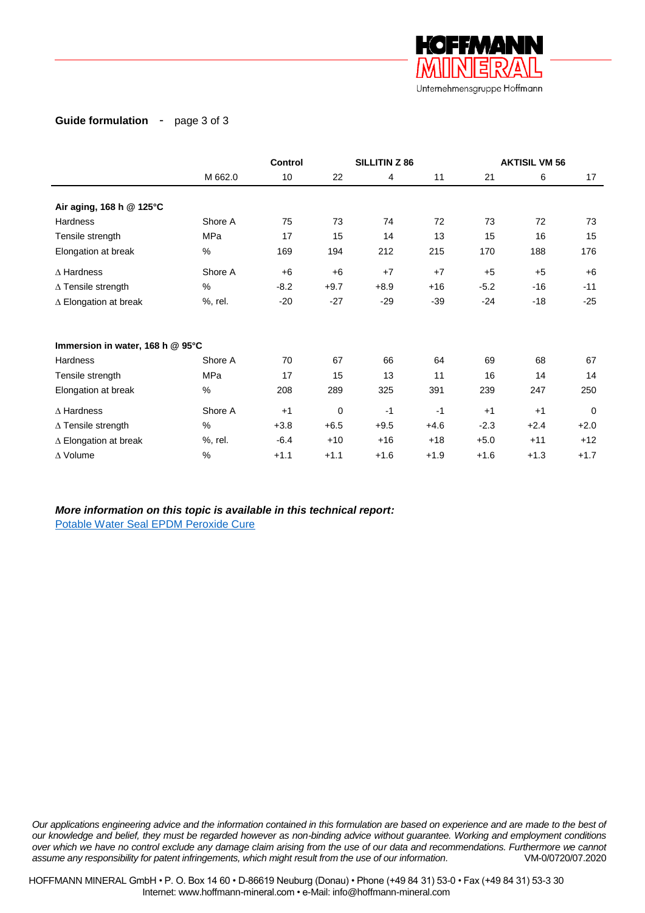**Guide formulation** - page 3 of 3

| | | Control | | SILLITIN Z 86 | | | AKTISIL VM 56 | |
|---|---|---|---|---|---|---|---|---|
| | M 662.0 | 10 | 22 | 4 | 11 | 21 | 6 | 17 |
| **Air aging, 168 h @ 125°C** | | | | | | | | |
| Hardness | Shore A | 75 | 73 | 74 | 72 | 73 | 72 | 73 |
| Tensile strength | MPa | 17 | 15 | 14 | 13 | 15 | 16 | 15 |
| Elongation at break | % | 169 | 194 | 212 | 215 | 170 | 188 | 176 |
| Δ Hardness | Shore A | +6 | +6 | +7 | +7 | +5 | +5 | +6 |
| Δ Tensile strength | % | -8.2 | +9.7 | +8.9 | +16 | -5.2 | -16 | -11 |
| Δ Elongation at break | %, rel. | -20 | -27 | -29 | -39 | -24 | -18 | -25 |
| **Immersion in water, 168 h @ 95°C** | | | | | | | | |
| Hardness | Shore A | 70 | 67 | 66 | 64 | 69 | 68 | 67 |
| Tensile strength | MPa | 17 | 15 | 13 | 11 | 16 | 14 | 14 |
| Elongation at break | % | 208 | 289 | 325 | 391 | 239 | 247 | 250 |
| Δ Hardness | Shore A | +1 | 0 | -1 | -1 | +1 | +1 | 0 |
| Δ Tensile strength | % | +3.8 | +6.5 | +9.5 | +4.6 | -2.3 | +2.4 | +2.0 |
| Δ Elongation at break | %, rel. | -6.4 | +10 | +16 | +18 | +5.0 | +11 | +12 |
| Δ Volume | % | +1.1 | +1.1 | +1.6 | +1.9 | +1.6 | +1.3 | +1.7 |

***More information on this topic is available in this technical report:***
Potable Water Seal EPDM Peroxide Cure

*Our applications engineering advice and the information contained in this formulation are based on experience and are made to the best of our knowledge and belief, they must be regarded however as non-binding advice without guarantee. Working and employment conditions over which we have no control exclude any damage claim arising from the use of our data and recommendations. Furthermore we cannot assume any responsibility for patent infringements, which might result from the use of our information.* VM-0/0720/07.2020

HOFFMANN MINERAL GmbH • P. O. Box 14 60 • D-86619 Neuburg (Donau) • Phone (+49 84 31) 53-0 • Fax (+49 84 31) 53-3 30
Internet: www.hoffmann-mineral.com • e-Mail: info@hoffmann-mineral.com